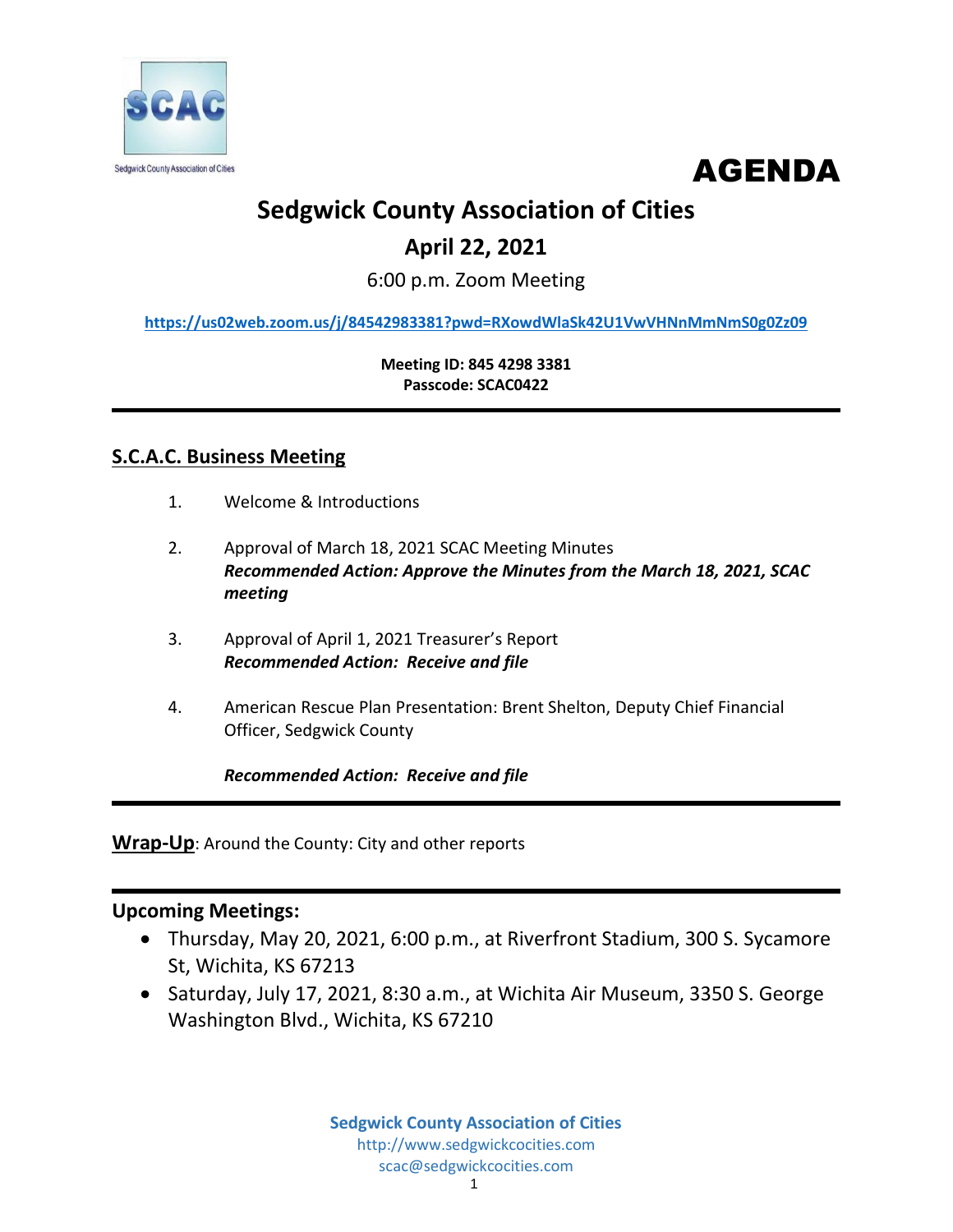SCAC

Sedgwick County Association of Cities

# AGENDA

## Sedgwick County Association of Cities

## April 22, 2021

6:00 p.m. Zoom Meeting

https://us02web.zoom.us/j/84542983381?pwd=RXowdWlaSk42U1VwVHNnMmNmS0g0Zz09

**Meeting ID: 845 4298 3381**
**Passcode: SCAC0422**

---

### S.C.A.C. Business Meeting

1. Welcome & Introductions

2. Approval of March 18, 2021 SCAC Meeting Minutes
   ***Recommended Action: Approve the Minutes from the March 18, 2021, SCAC meeting***

3. Approval of April 1, 2021 Treasurer's Report
   ***Recommended Action: Receive and file***

4. American Rescue Plan Presentation: Brent Shelton, Deputy Chief Financial Officer, Sedgwick County

   ***Recommended Action: Receive and file***

---

**Wrap-Up**: Around the County: City and other reports

---

### Upcoming Meetings:

- Thursday, May 20, 2021, 6:00 p.m., at Riverfront Stadium, 300 S. Sycamore St, Wichita, KS 67213
- Saturday, July 17, 2021, 8:30 a.m., at Wichita Air Museum, 3350 S. George Washington Blvd., Wichita, KS 67210

**Sedgwick County Association of Cities**
http://www.sedgwickcocities.com
scac@sedgwickcocities.com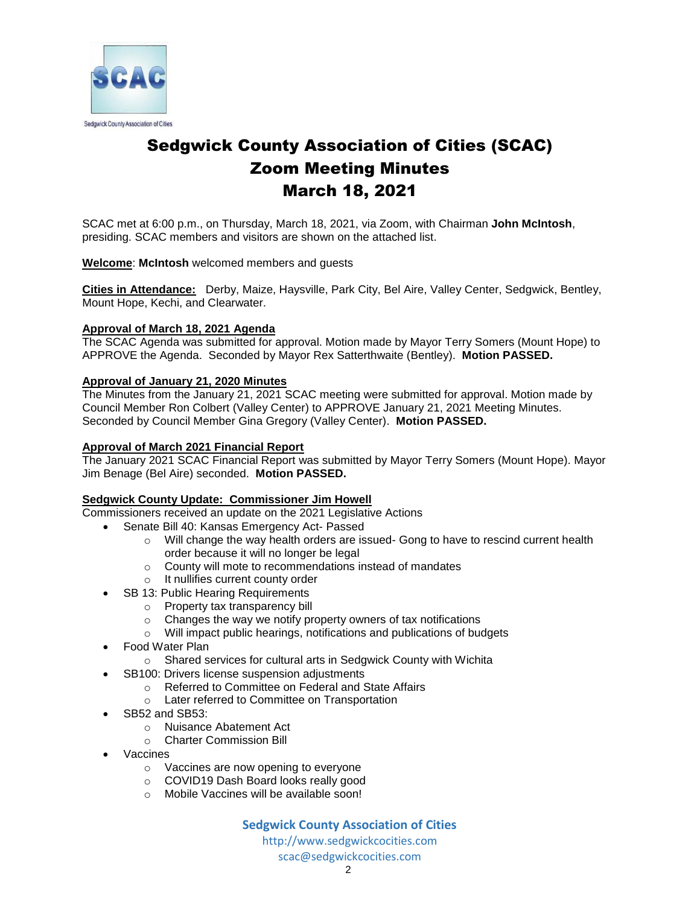Sedgwick County Association of Cities

# Sedgwick County Association of Cities (SCAC)
# Zoom Meeting Minutes
# March 18, 2021

SCAC met at 6:00 p.m., on Thursday, March 18, 2021, via Zoom, with Chairman **John McIntosh**, presiding. SCAC members and visitors are shown on the attached list.

**Welcome**: **McIntosh** welcomed members and guests

**Cities in Attendance:** Derby, Maize, Haysville, Park City, Bel Aire, Valley Center, Sedgwick, Bentley, Mount Hope, Kechi, and Clearwater.

**Approval of March 18, 2021 Agenda**
The SCAC Agenda was submitted for approval. Motion made by Mayor Terry Somers (Mount Hope) to APPROVE the Agenda. Seconded by Mayor Rex Satterthwaite (Bentley). **Motion PASSED.**

**Approval of January 21, 2020 Minutes**
The Minutes from the January 21, 2021 SCAC meeting were submitted for approval. Motion made by Council Member Ron Colbert (Valley Center) to APPROVE January 21, 2021 Meeting Minutes. Seconded by Council Member Gina Gregory (Valley Center). **Motion PASSED.**

**Approval of March 2021 Financial Report**
The January 2021 SCAC Financial Report was submitted by Mayor Terry Somers (Mount Hope). Mayor Jim Benage (Bel Aire) seconded. **Motion PASSED.**

**Sedgwick County Update: Commissioner Jim Howell**
Commissioners received an update on the 2021 Legislative Actions

- Senate Bill 40: Kansas Emergency Act- Passed
  - Will change the way health orders are issued- Gong to have to rescind current health order because it will no longer be legal
  - County will mote to recommendations instead of mandates
  - It nullifies current county order
- SB 13: Public Hearing Requirements
  - Property tax transparency bill
  - Changes the way we notify property owners of tax notifications
  - Will impact public hearings, notifications and publications of budgets
- Food Water Plan
  - Shared services for cultural arts in Sedgwick County with Wichita
- SB100: Drivers license suspension adjustments
  - Referred to Committee on Federal and State Affairs
  - Later referred to Committee on Transportation
- SB52 and SB53:
  - Nuisance Abatement Act
  - Charter Commission Bill
- Vaccines
  - Vaccines are now opening to everyone
  - COVID19 Dash Board looks really good
  - Mobile Vaccines will be available soon!

**Sedgwick County Association of Cities**
http://www.sedgwickcocities.com
scac@sedgwickcocities.com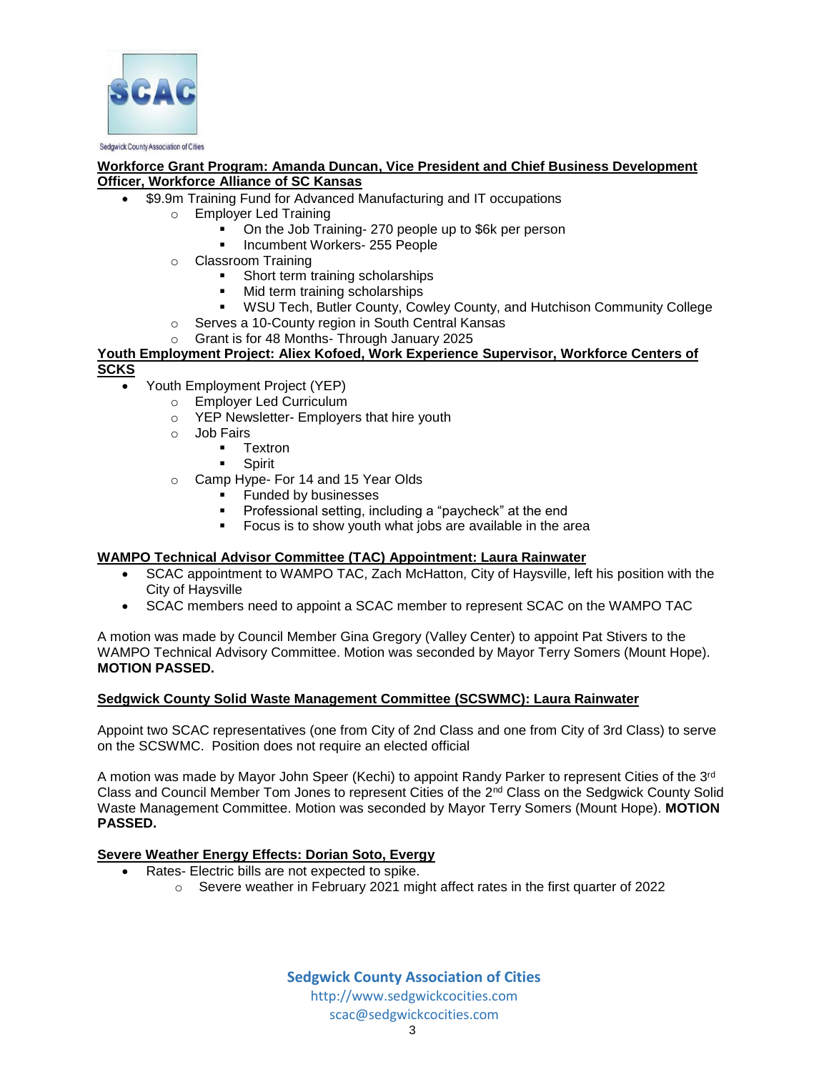**Workforce Grant Program: Amanda Duncan, Vice President and Chief Business Development Officer, Workforce Alliance of SC Kansas**

- $9.9m Training Fund for Advanced Manufacturing and IT occupations
  - Employer Led Training
    - On the Job Training- 270 people up to $6k per person
    - Incumbent Workers- 255 People
  - Classroom Training
    - Short term training scholarships
    - Mid term training scholarships
    - WSU Tech, Butler County, Cowley County, and Hutchison Community College
  - Serves a 10-County region in South Central Kansas
  - Grant is for 48 Months- Through January 2025

**Youth Employment Project: Aliex Kofoed, Work Experience Supervisor, Workforce Centers of SCKS**

- Youth Employment Project (YEP)
  - Employer Led Curriculum
  - YEP Newsletter- Employers that hire youth
  - Job Fairs
    - Textron
    - Spirit
  - Camp Hype- For 14 and 15 Year Olds
    - Funded by businesses
    - Professional setting, including a "paycheck" at the end
    - Focus is to show youth what jobs are available in the area

**WAMPO Technical Advisor Committee (TAC) Appointment: Laura Rainwater**

- SCAC appointment to WAMPO TAC, Zach McHatton, City of Haysville, left his position with the City of Haysville
- SCAC members need to appoint a SCAC member to represent SCAC on the WAMPO TAC

A motion was made by Council Member Gina Gregory (Valley Center) to appoint Pat Stivers to the WAMPO Technical Advisory Committee. Motion was seconded by Mayor Terry Somers (Mount Hope). **MOTION PASSED.**

**Sedgwick County Solid Waste Management Committee (SCSWMC): Laura Rainwater**

Appoint two SCAC representatives (one from City of 2nd Class and one from City of 3rd Class) to serve on the SCSWMC. Position does not require an elected official

A motion was made by Mayor John Speer (Kechi) to appoint Randy Parker to represent Cities of the 3rd Class and Council Member Tom Jones to represent Cities of the 2nd Class on the Sedgwick County Solid Waste Management Committee. Motion was seconded by Mayor Terry Somers (Mount Hope). **MOTION PASSED.**

**Severe Weather Energy Effects: Dorian Soto, Evergy**

- Rates- Electric bills are not expected to spike.
  - Severe weather in February 2021 might affect rates in the first quarter of 2022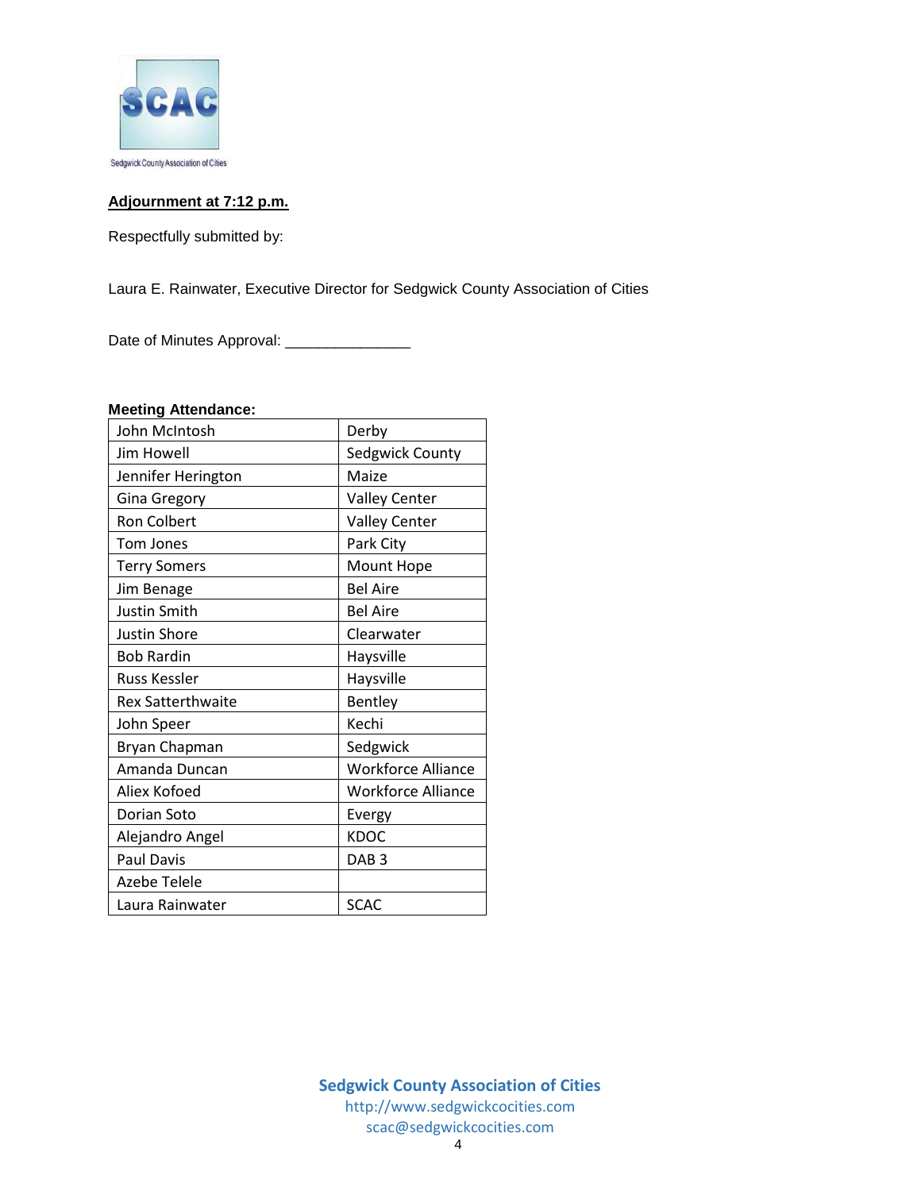**Adjournment at 7:12 p.m.**

Respectfully submitted by:

Laura E. Rainwater, Executive Director for Sedgwick County Association of Cities

Date of Minutes Approval: _______________

**Meeting Attendance:**

| | |
|---|---|
| John McIntosh | Derby |
| Jim Howell | Sedgwick County |
| Jennifer Herington | Maize |
| Gina Gregory | Valley Center |
| Ron Colbert | Valley Center |
| Tom Jones | Park City |
| Terry Somers | Mount Hope |
| Jim Benage | Bel Aire |
| Justin Smith | Bel Aire |
| Justin Shore | Clearwater |
| Bob Rardin | Haysville |
| Russ Kessler | Haysville |
| Rex Satterthwaite | Bentley |
| John Speer | Kechi |
| Bryan Chapman | Sedgwick |
| Amanda Duncan | Workforce Alliance |
| Aliex Kofoed | Workforce Alliance |
| Dorian Soto | Evergy |
| Alejandro Angel | KDOC |
| Paul Davis | DAB 3 |
| Azebe Telele | |
| Laura Rainwater | SCAC |

**Sedgwick County Association of Cities**
http://www.sedgwickcocities.com
scac@sedgwickcocities.com